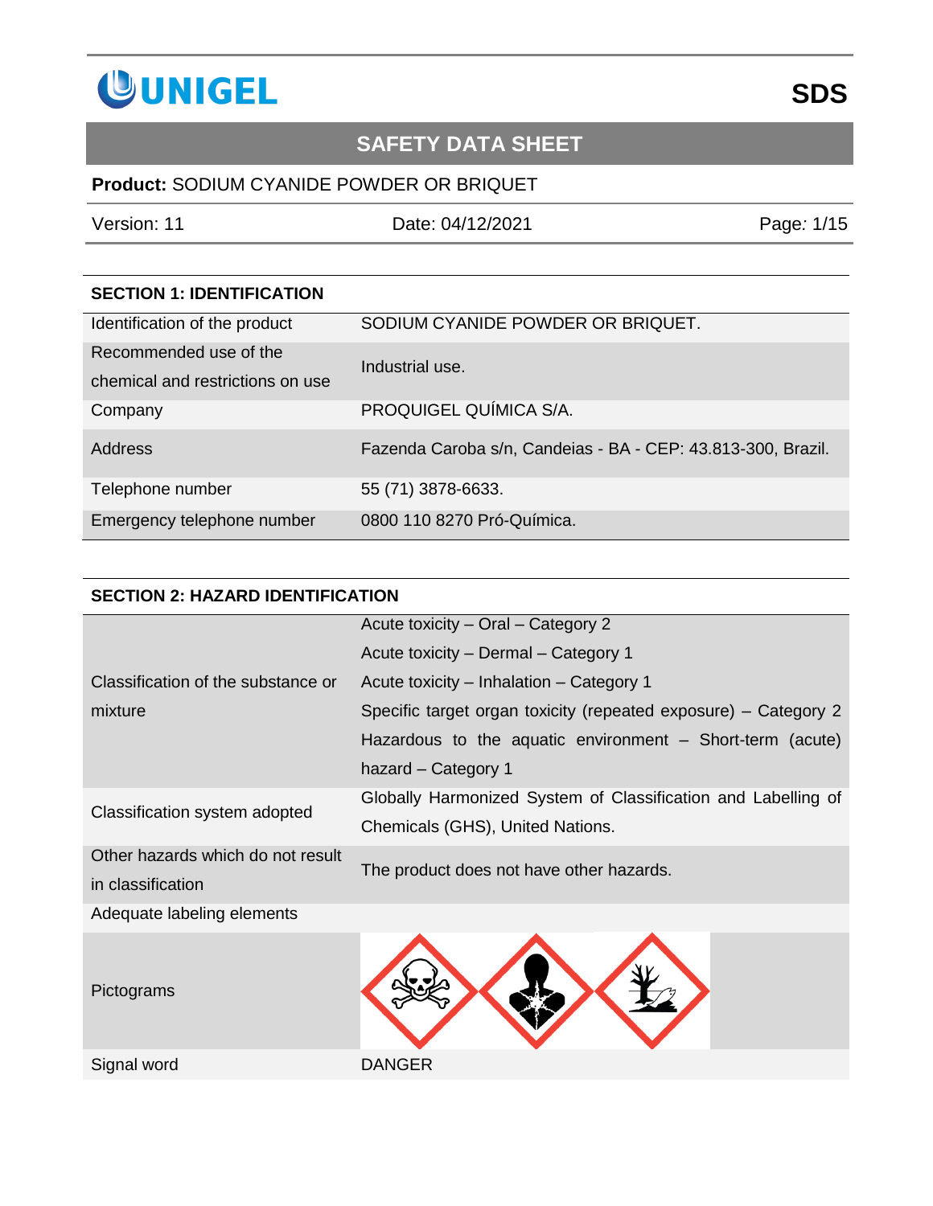# SAFETY DATA SHEET

**Product:** SODIUM CYANIDE POWDER OR BRIQUET

Version: 11 | Date: 04/12/2021

## SECTION 1: IDENTIFICATION

| | |
|---|---|
| Identification of the product | SODIUM CYANIDE POWDER OR BRIQUET. |
| Recommended use of the chemical and restrictions on use | Industrial use. |
| Company | PROQUIGEL QUÍMICA S/A. |
| Address | Fazenda Caroba s/n, Candeias - BA - CEP: 43.813-300, Brazil. |
| Telephone number | 55 (71) 3878-6633. |
| Emergency telephone number | 0800 110 8270 Pró-Química. |

## SECTION 2: HAZARD IDENTIFICATION

| | |
|---|---|
| Classification of the substance or mixture | Acute toxicity – Oral – Category 2<br>Acute toxicity – Dermal – Category 1<br>Acute toxicity – Inhalation – Category 1<br>Specific target organ toxicity (repeated exposure) – Category 2<br>Hazardous to the aquatic environment – Short-term (acute) hazard – Category 1 |
| Classification system adopted | Globally Harmonized System of Classification and Labelling of Chemicals (GHS), United Nations. |
| Other hazards which do not result in classification | The product does not have other hazards. |
| Adequate labeling elements | |
| Pictograms | |
| Signal word | DANGER |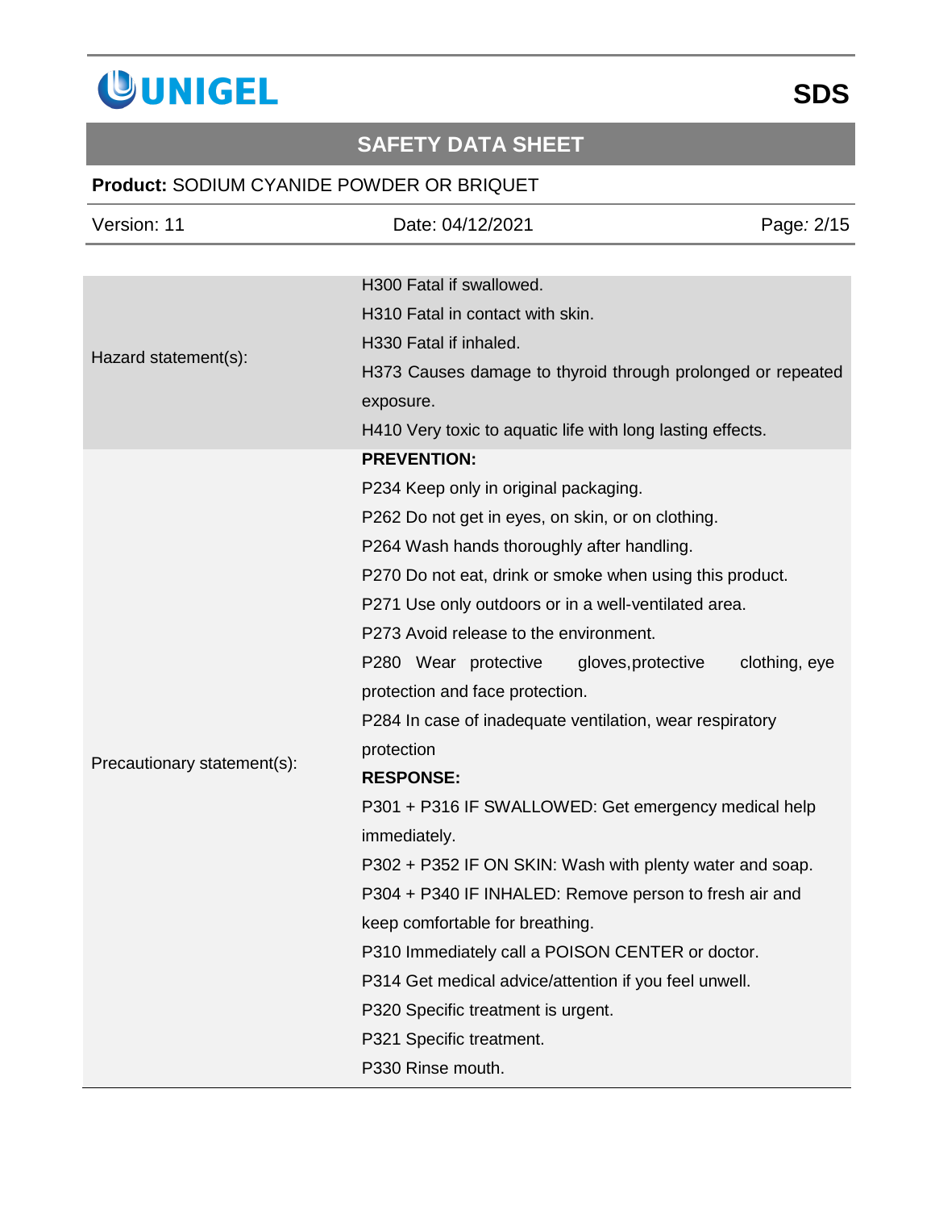| | |
|---|---|
| Hazard statement(s): | H300 Fatal if swallowed.<br>H310 Fatal in contact with skin.<br>H330 Fatal if inhaled.<br>H373 Causes damage to thyroid through prolonged or repeated exposure.<br>H410 Very toxic to aquatic life with long lasting effects. |
| Precautionary statement(s): | **PREVENTION:**<br>P234 Keep only in original packaging.<br>P262 Do not get in eyes, on skin, or on clothing.<br>P264 Wash hands thoroughly after handling.<br>P270 Do not eat, drink or smoke when using this product.<br>P271 Use only outdoors or in a well-ventilated area.<br>P273 Avoid release to the environment.<br>P280 Wear protective gloves,protective clothing, eye protection and face protection.<br>P284 In case of inadequate ventilation, wear respiratory protection<br>**RESPONSE:**<br>P301 + P316 IF SWALLOWED: Get emergency medical help immediately.<br>P302 + P352 IF ON SKIN: Wash with plenty water and soap.<br>P304 + P340 IF INHALED: Remove person to fresh air and keep comfortable for breathing.<br>P310 Immediately call a POISON CENTER or doctor.<br>P314 Get medical advice/attention if you feel unwell.<br>P320 Specific treatment is urgent.<br>P321 Specific treatment.<br>P330 Rinse mouth. |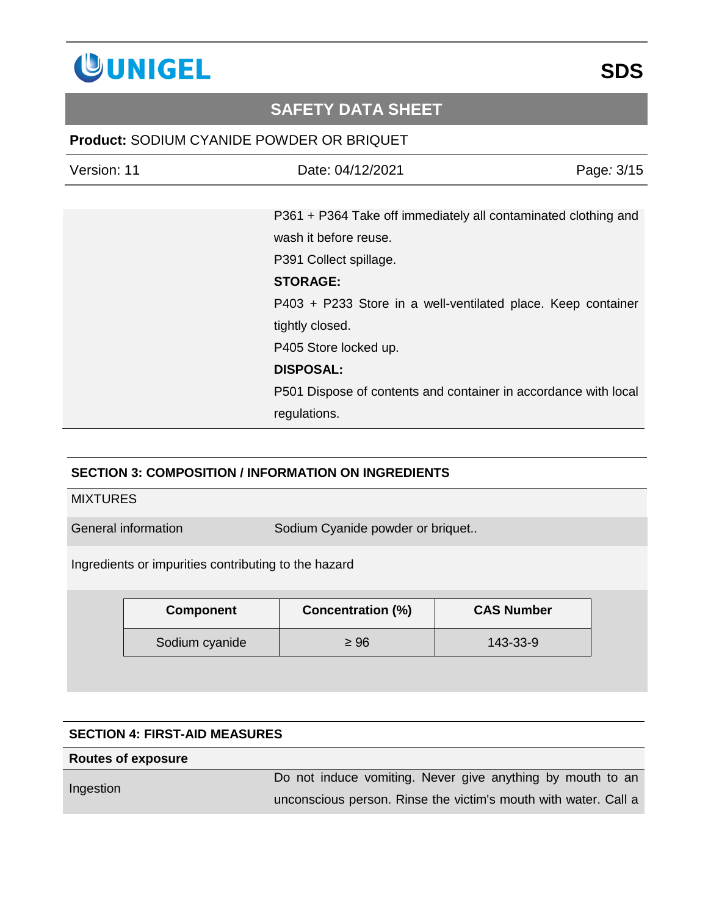P361 + P364 Take off immediately all contaminated clothing and wash it before reuse.

P391 Collect spillage.

**STORAGE:**

P403 + P233 Store in a well-ventilated place. Keep container tightly closed.

P405 Store locked up.

**DISPOSAL:**

P501 Dispose of contents and container in accordance with local regulations.

## SECTION 3: COMPOSITION / INFORMATION ON INGREDIENTS

MIXTURES

| General information | Sodium Cyanide powder or briquet.. |
|---|---|

Ingredients or impurities contributing to the hazard

| Component | Concentration (%) | CAS Number |
|---|---|---|
| Sodium cyanide | ≥ 96 | 143-33-9 |

## SECTION 4: FIRST-AID MEASURES

**Routes of exposure**

| Ingestion | Do not induce vomiting. Never give anything by mouth to an unconscious person. Rinse the victim's mouth with water. Call a |
|---|---|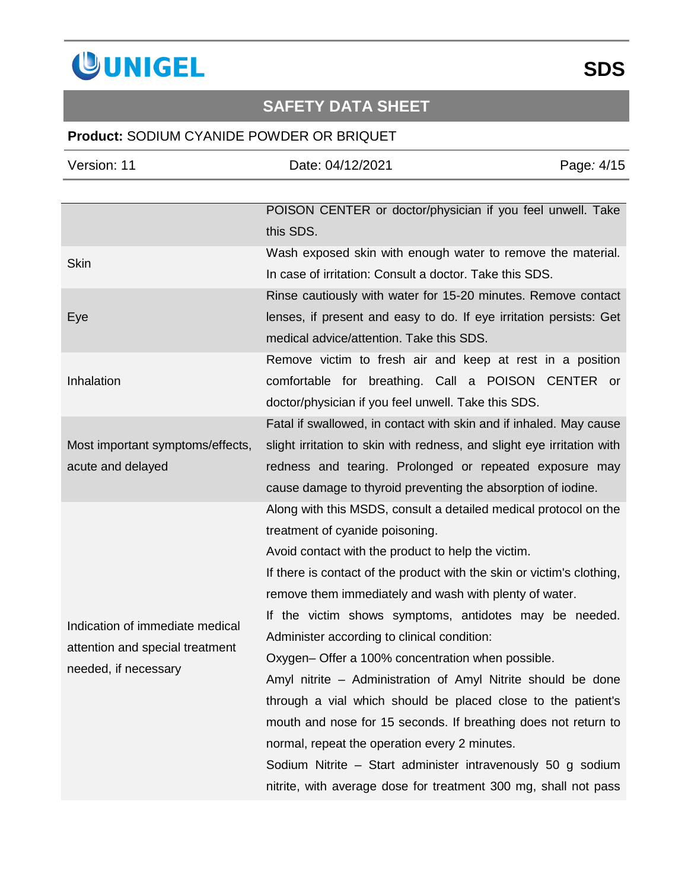| | |
|---|---|
| | POISON CENTER or doctor/physician if you feel unwell. Take this SDS. |
| Skin | Wash exposed skin with enough water to remove the material. In case of irritation: Consult a doctor. Take this SDS. |
| Eye | Rinse cautiously with water for 15-20 minutes. Remove contact lenses, if present and easy to do. If eye irritation persists: Get medical advice/attention. Take this SDS. |
| Inhalation | Remove victim to fresh air and keep at rest in a position comfortable for breathing. Call a POISON CENTER or doctor/physician if you feel unwell. Take this SDS. |
| Most important symptoms/effects, acute and delayed | Fatal if swallowed, in contact with skin and if inhaled. May cause slight irritation to skin with redness, and slight eye irritation with redness and tearing. Prolonged or repeated exposure may cause damage to thyroid preventing the absorption of iodine. |
| Indication of immediate medical attention and special treatment needed, if necessary | Along with this MSDS, consult a detailed medical protocol on the treatment of cyanide poisoning.<br>Avoid contact with the product to help the victim.<br>If there is contact of the product with the skin or victim's clothing, remove them immediately and wash with plenty of water.<br>If the victim shows symptoms, antidotes may be needed. Administer according to clinical condition:<br>Oxygen– Offer a 100% concentration when possible.<br>Amyl nitrite – Administration of Amyl Nitrite should be done through a vial which should be placed close to the patient's mouth and nose for 15 seconds. If breathing does not return to normal, repeat the operation every 2 minutes.<br>Sodium Nitrite – Start administer intravenously 50 g sodium nitrite, with average dose for treatment 300 mg, shall not pass |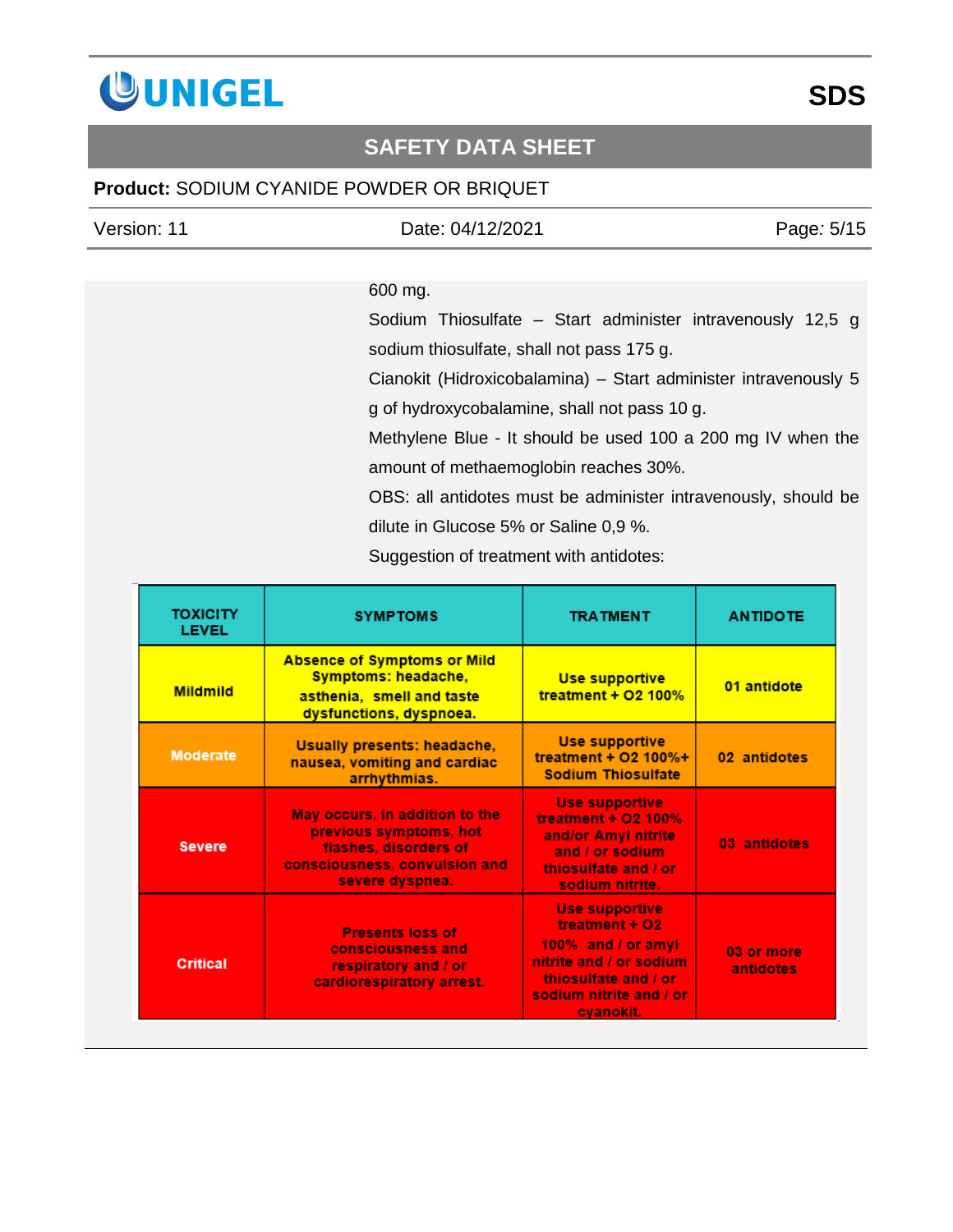600 mg.

Sodium Thiosulfate – Start administer intravenously 12,5 g sodium thiosulfate, shall not pass 175 g.

Cianokit (Hidroxicobalamina) – Start administer intravenously 5 g of hydroxycobalamine, shall not pass 10 g.

Methylene Blue - It should be used 100 a 200 mg IV when the amount of methaemoglobin reaches 30%.

OBS: all antidotes must be administer intravenously, should be dilute in Glucose 5% or Saline 0,9 %.

Suggestion of treatment with antidotes:

| TOXICITY LEVEL | SYMPTOMS | TRATMENT | ANTIDOTE |
|---|---|---|---|
| Mildmild | Absence of Symptoms or Mild Symptoms: headache, asthenia, smell and taste dysfunctions, dyspnoea. | Use supportive treatment + O2 100% | 01 antidote |
| Moderate | Usually presents: headache, nausea, vomiting and cardiac arrhythmias. | Use supportive treatment + O2 100%+ Sodium Thiosulfate | 02 antidotes |
| Severe | May occurs, in addition to the previous symptoms, hot flashes, disorders of consciousness, convulsion and severe dyspnea. | Use supportive treatment + O2 100% and/or Amyl nitrite and / or sodium thiosulfate and / or sodium nitrite. | 03 antidotes |
| Critical | Presents loss of consciousness and respiratory and / or cardiorespiratory arrest. | Use supportive treatment + O2 100% and / or amyl nitrite and / or sodium thiosulfate and / or sodium nitrite and / or cyanokit. | 03 or more antidotes |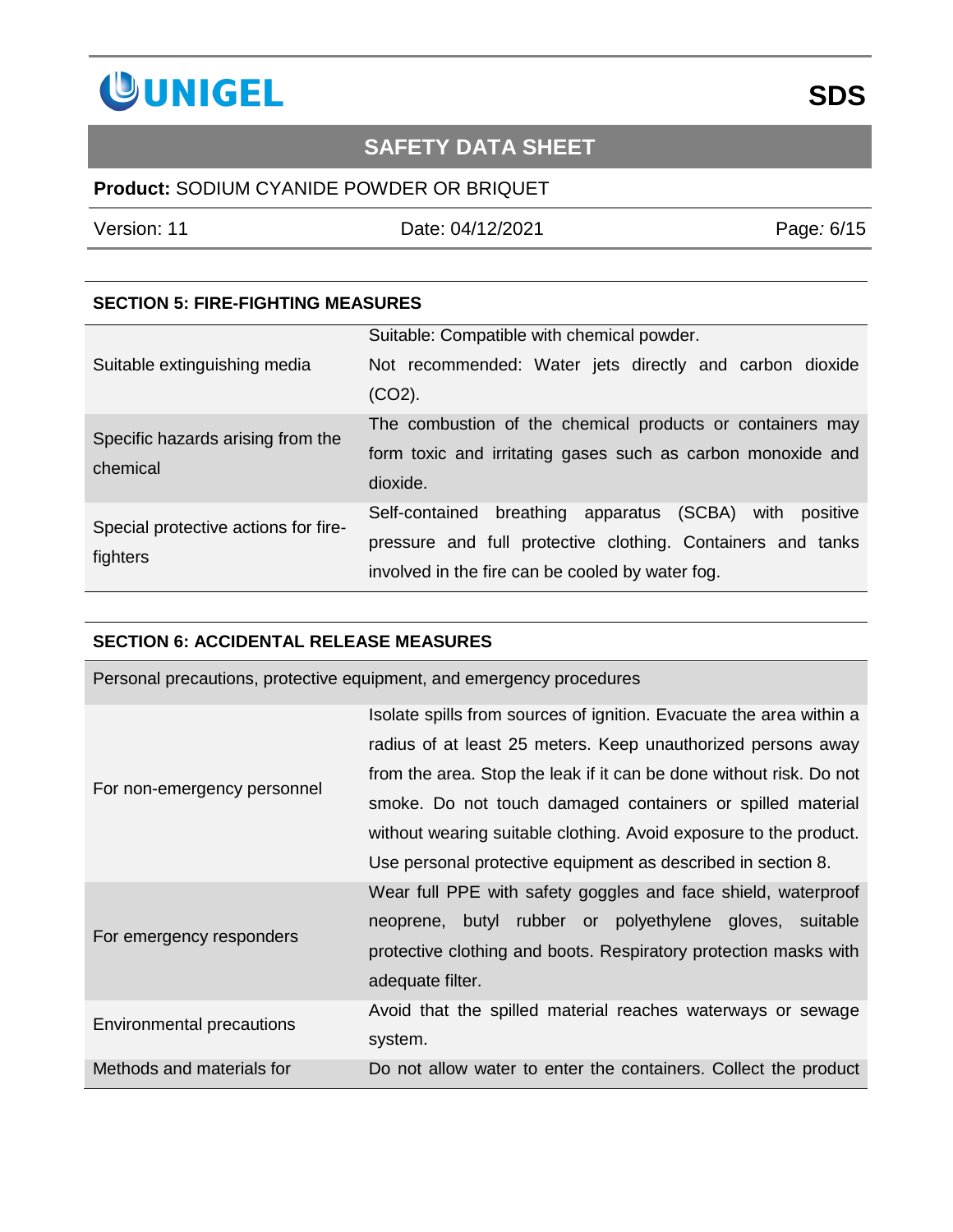## SECTION 5: FIRE-FIGHTING MEASURES

| | |
|---|---|
| Suitable extinguishing media | Suitable: Compatible with chemical powder.<br>Not recommended: Water jets directly and carbon dioxide ($CO_2$). |
| Specific hazards arising from the chemical | The combustion of the chemical products or containers may form toxic and irritating gases such as carbon monoxide and dioxide. |
| Special protective actions for fire-fighters | Self-contained breathing apparatus (SCBA) with positive pressure and full protective clothing. Containers and tanks involved in the fire can be cooled by water fog. |

## SECTION 6: ACCIDENTAL RELEASE MEASURES

| Personal precautions, protective equipment, and emergency procedures | |
|---|---|
| For non-emergency personnel | Isolate spills from sources of ignition. Evacuate the area within a radius of at least 25 meters. Keep unauthorized persons away from the area. Stop the leak if it can be done without risk. Do not smoke. Do not touch damaged containers or spilled material without wearing suitable clothing. Avoid exposure to the product. Use personal protective equipment as described in section 8. |
| For emergency responders | Wear full PPE with safety goggles and face shield, waterproof neoprene, butyl rubber or polyethylene gloves, suitable protective clothing and boots. Respiratory protection masks with adequate filter. |
| Environmental precautions | Avoid that the spilled material reaches waterways or sewage system. |
| Methods and materials for | Do not allow water to enter the containers. Collect the product |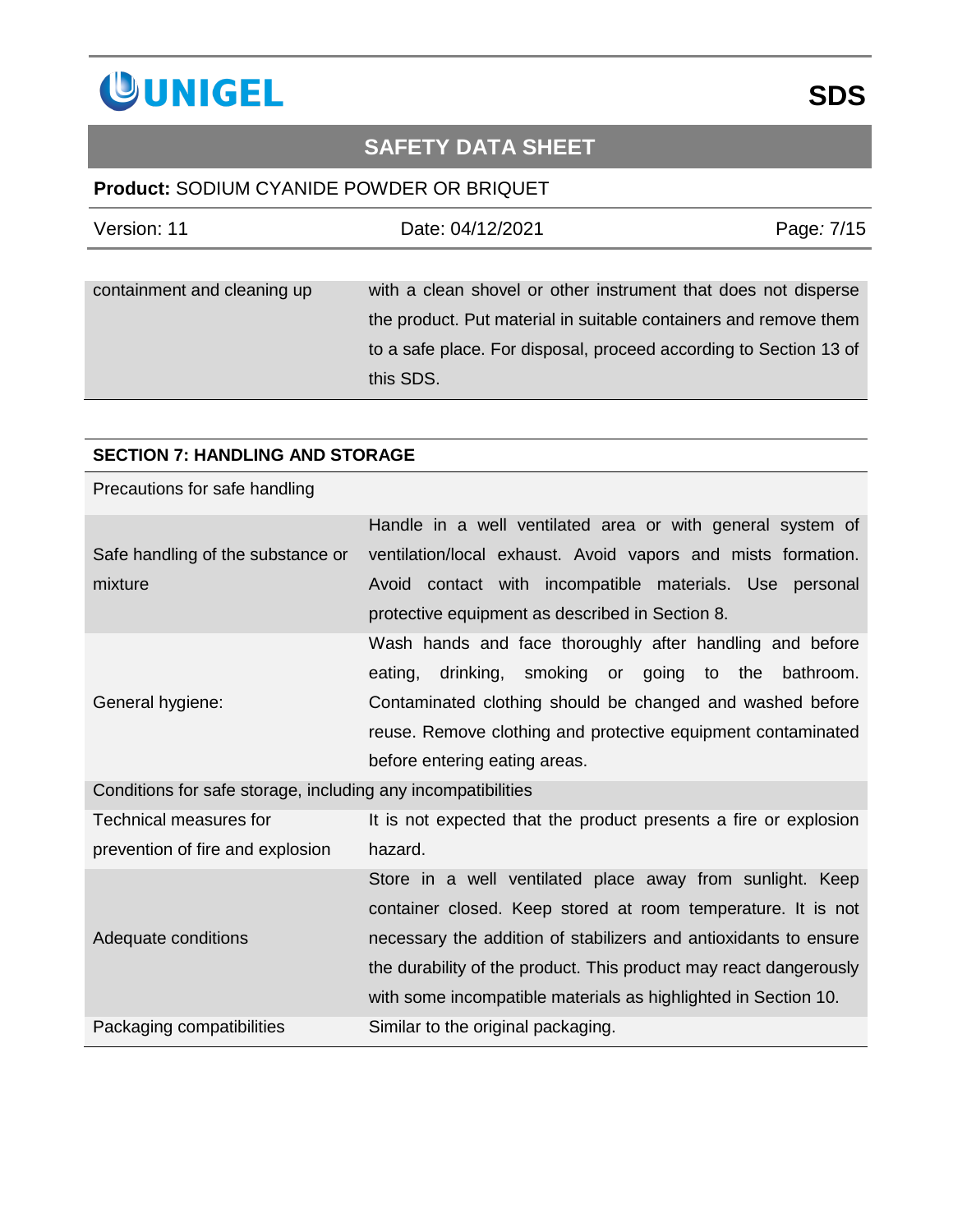| | |
|---|---|
| containment and cleaning up | with a clean shovel or other instrument that does not disperse the product. Put material in suitable containers and remove them to a safe place. For disposal, proceed according to Section 13 of this SDS. |

## SECTION 7: HANDLING AND STORAGE

| Precautions for safe handling | |
|---|---|
| Safe handling of the substance or mixture | Handle in a well ventilated area or with general system of ventilation/local exhaust. Avoid vapors and mists formation. Avoid contact with incompatible materials. Use personal protective equipment as described in Section 8. |
| General hygiene: | Wash hands and face thoroughly after handling and before eating, drinking, smoking or going to the bathroom. Contaminated clothing should be changed and washed before reuse. Remove clothing and protective equipment contaminated before entering eating areas. |
| Conditions for safe storage, including any incompatibilities | |
| Technical measures for prevention of fire and explosion | It is not expected that the product presents a fire or explosion hazard. |
| Adequate conditions | Store in a well ventilated place away from sunlight. Keep container closed. Keep stored at room temperature. It is not necessary the addition of stabilizers and antioxidants to ensure the durability of the product. This product may react dangerously with some incompatible materials as highlighted in Section 10. |
| Packaging compatibilities | Similar to the original packaging. |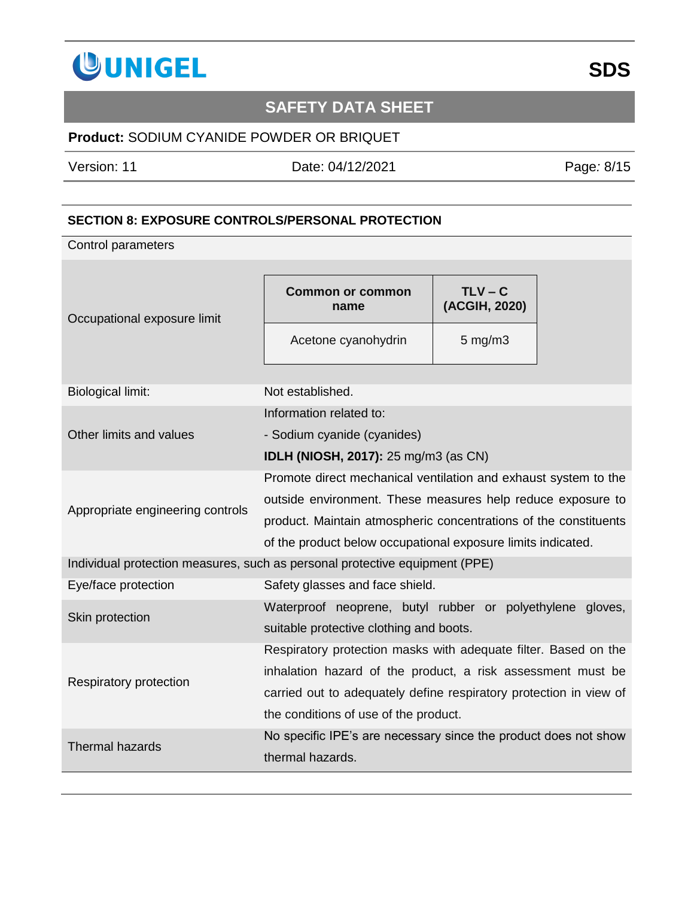## SECTION 8: EXPOSURE CONTROLS/PERSONAL PROTECTION

Control parameters

| | | |
|---|---|---|
| Occupational exposure limit | **Common or common name** | **TLV – C (ACGIH, 2020)** |
| | Acetone cyanohydrin | 5 mg/m3 |
| Biological limit: | Not established. | |
| Other limits and values | Information related to:<br>- Sodium cyanide (cyanides)<br>**IDLH (NIOSH, 2017):** 25 mg/m3 (as CN) | |
| Appropriate engineering controls | Promote direct mechanical ventilation and exhaust system to the outside environment. These measures help reduce exposure to product. Maintain atmospheric concentrations of the constituents of the product below occupational exposure limits indicated. | |

Individual protection measures, such as personal protective equipment (PPE)

| | |
|---|---|
| Eye/face protection | Safety glasses and face shield. |
| Skin protection | Waterproof neoprene, butyl rubber or polyethylene gloves, suitable protective clothing and boots. |
| Respiratory protection | Respiratory protection masks with adequate filter. Based on the inhalation hazard of the product, a risk assessment must be carried out to adequately define respiratory protection in view of the conditions of use of the product. |
| Thermal hazards | No specific IPE's are necessary since the product does not show thermal hazards. |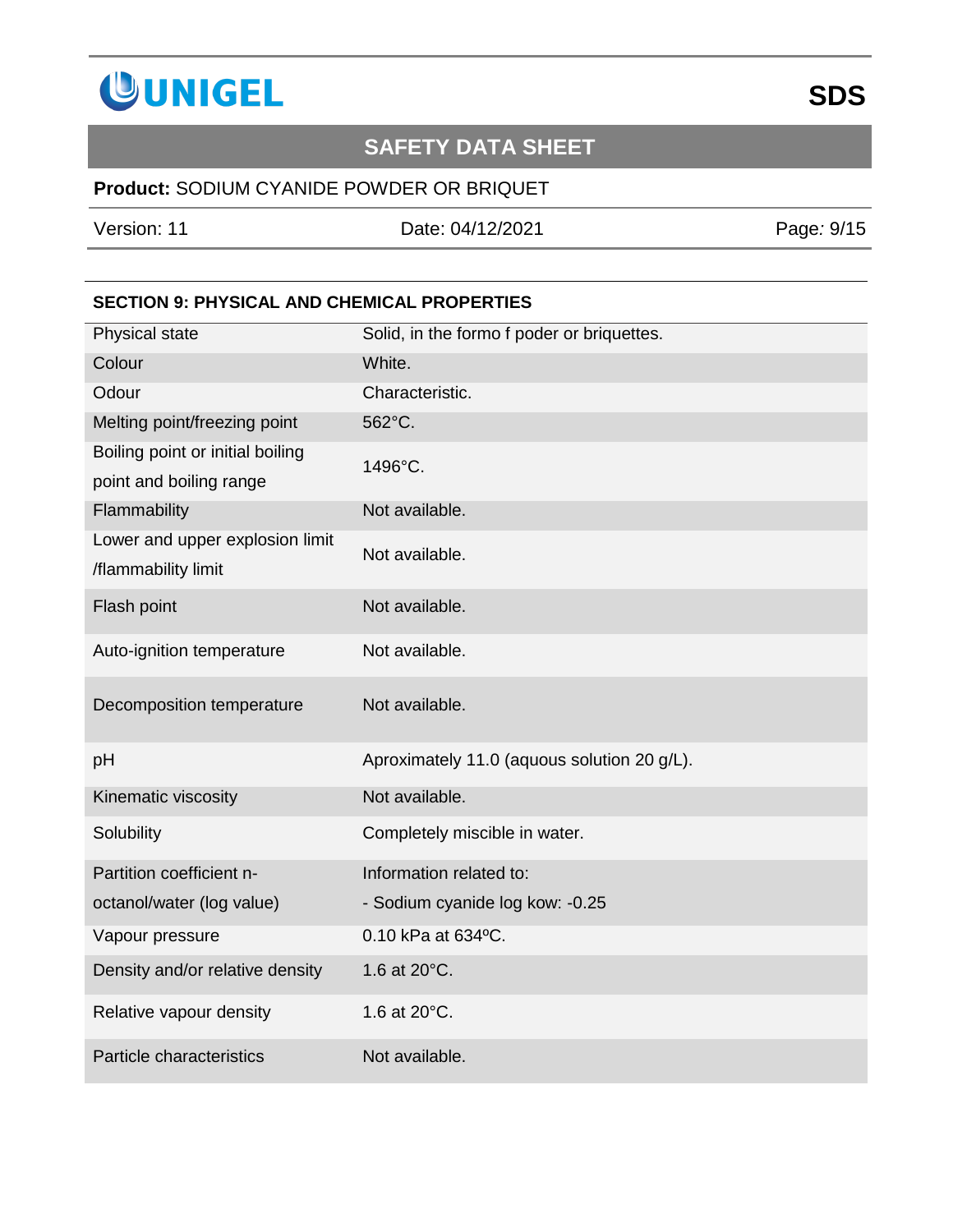## SECTION 9: PHYSICAL AND CHEMICAL PROPERTIES

| Property | Value |
|---|---|
| Physical state | Solid, in the formo f poder or briquettes. |
| Colour | White. |
| Odour | Characteristic. |
| Melting point/freezing point | 562°C. |
| Boiling point or initial boiling point and boiling range | 1496°C. |
| Flammability | Not available. |
| Lower and upper explosion limit /flammability limit | Not available. |
| Flash point | Not available. |
| Auto-ignition temperature | Not available. |
| Decomposition temperature | Not available. |
| pH | Aproximately 11.0 (aquous solution 20 g/L). |
| Kinematic viscosity | Not available. |
| Solubility | Completely miscible in water. |
| Partition coefficient n-octanol/water (log value) | Information related to:<br>- Sodium cyanide log kow: -0.25 |
| Vapour pressure | 0.10 kPa at 634ºC. |
| Density and/or relative density | 1.6 at 20°C. |
| Relative vapour density | 1.6 at 20°C. |
| Particle characteristics | Not available. |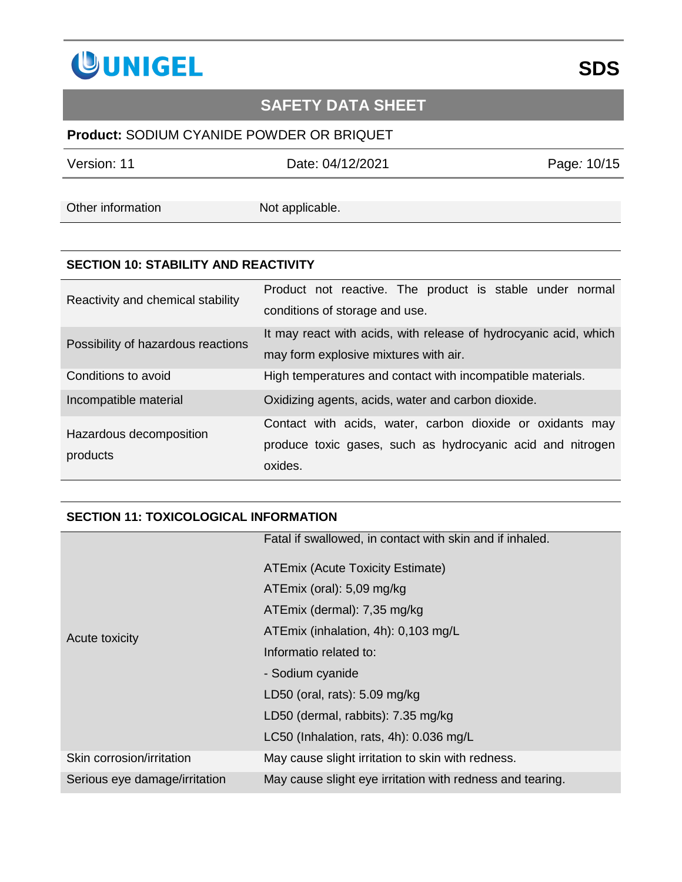| Other information | Not applicable. |
|---|---|

## SECTION 10: STABILITY AND REACTIVITY

| | |
|---|---|
| Reactivity and chemical stability | Product not reactive. The product is stable under normal conditions of storage and use. |
| Possibility of hazardous reactions | It may react with acids, with release of hydrocyanic acid, which may form explosive mixtures with air. |
| Conditions to avoid | High temperatures and contact with incompatible materials. |
| Incompatible material | Oxidizing agents, acids, water and carbon dioxide. |
| Hazardous decomposition products | Contact with acids, water, carbon dioxide or oxidants may produce toxic gases, such as hydrocyanic acid and nitrogen oxides. |

## SECTION 11: TOXICOLOGICAL INFORMATION

| | |
|---|---|
| Acute toxicity | Fatal if swallowed, in contact with skin and if inhaled.<br><br>ATEmix (Acute Toxicity Estimate)<br>ATEmix (oral): 5,09 mg/kg<br>ATEmix (dermal): 7,35 mg/kg<br>ATEmix (inhalation, 4h): 0,103 mg/L<br>Informatio related to:<br>- Sodium cyanide<br>LD50 (oral, rats): 5.09 mg/kg<br>LD50 (dermal, rabbits): 7.35 mg/kg<br>LC50 (Inhalation, rats, 4h): 0.036 mg/L |
| Skin corrosion/irritation | May cause slight irritation to skin with redness. |
| Serious eye damage/irritation | May cause slight eye irritation with redness and tearing. |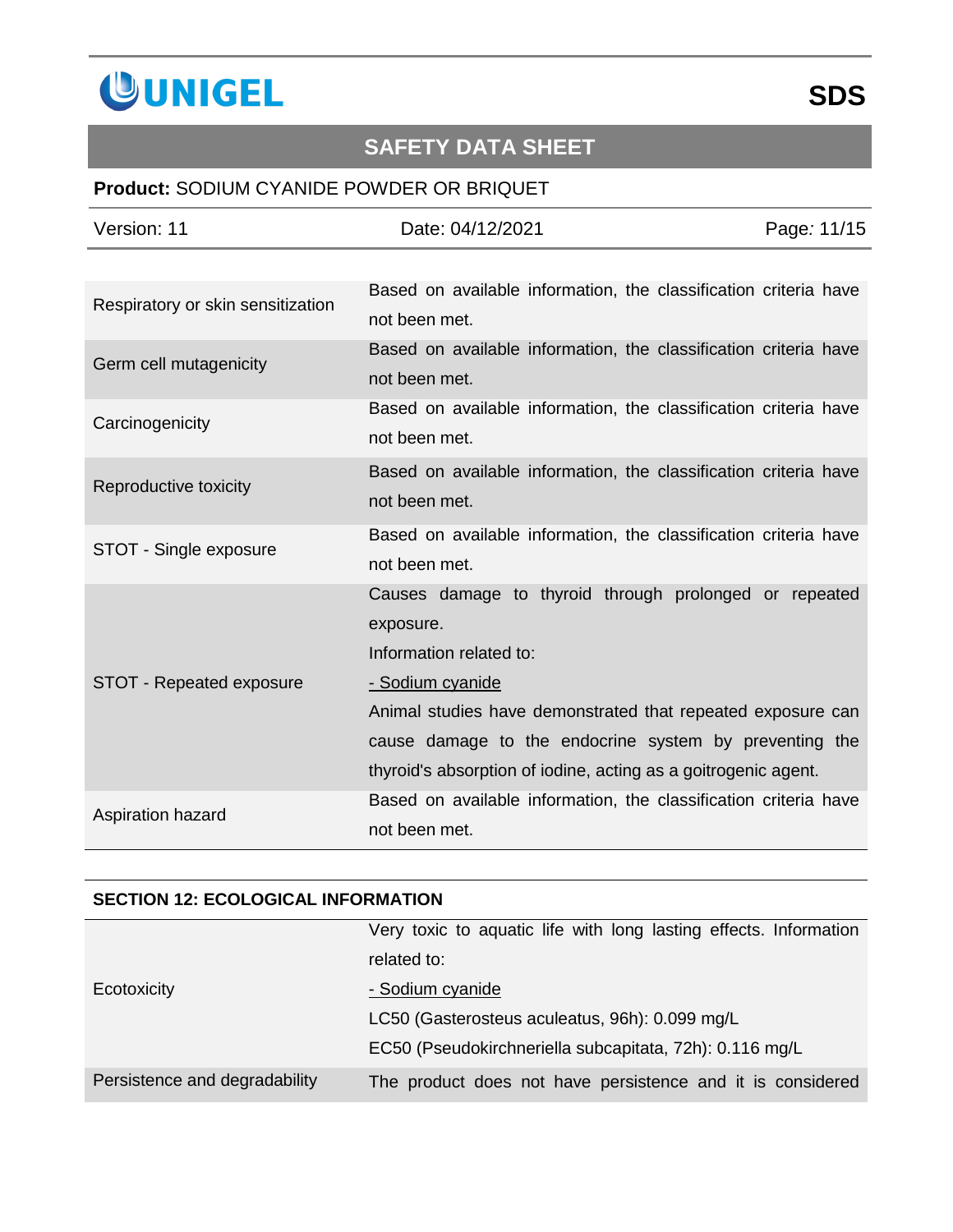| | |
|---|---|
| Respiratory or skin sensitization | Based on available information, the classification criteria have not been met. |
| Germ cell mutagenicity | Based on available information, the classification criteria have not been met. |
| Carcinogenicity | Based on available information, the classification criteria have not been met. |
| Reproductive toxicity | Based on available information, the classification criteria have not been met. |
| STOT - Single exposure | Based on available information, the classification criteria have not been met. |
| STOT - Repeated exposure | Causes damage to thyroid through prolonged or repeated exposure.<br>Information related to:<br>- Sodium cyanide<br>Animal studies have demonstrated that repeated exposure can cause damage to the endocrine system by preventing the thyroid's absorption of iodine, acting as a goitrogenic agent. |
| Aspiration hazard | Based on available information, the classification criteria have not been met. |

## SECTION 12: ECOLOGICAL INFORMATION

| | |
|---|---|
| Ecotoxicity | Very toxic to aquatic life with long lasting effects. Information related to:<br>- Sodium cyanide<br>LC50 (Gasterosteus aculeatus, 96h): 0.099 mg/L<br>EC50 (Pseudokirchneriella subcapitata, 72h): 0.116 mg/L |
| Persistence and degradability | The product does not have persistence and it is considered |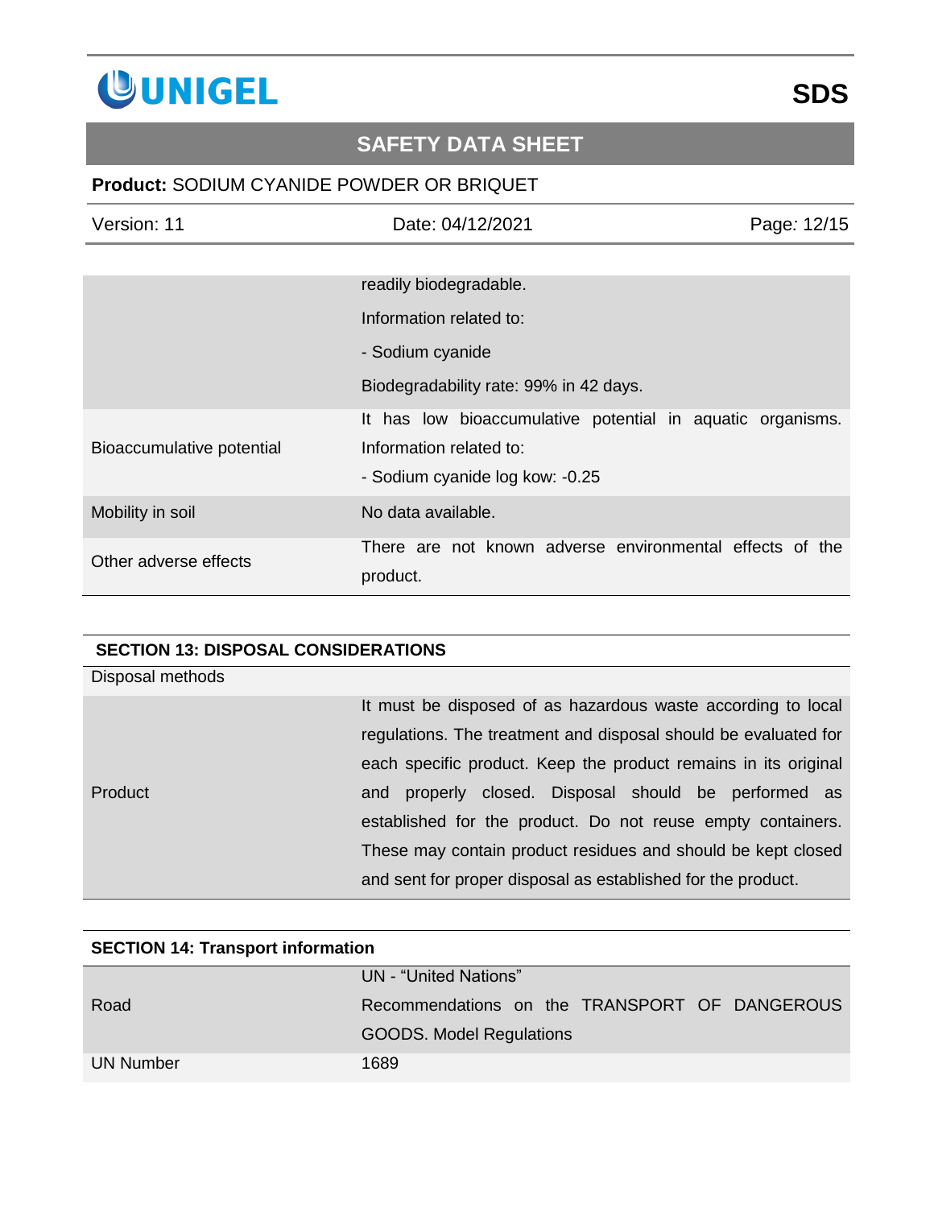| | |
|---|---|
| | readily biodegradable.<br>Information related to:<br>- Sodium cyanide<br>Biodegradability rate: 99% in 42 days. |
| Bioaccumulative potential | It has low bioaccumulative potential in aquatic organisms. Information related to:<br>- Sodium cyanide log kow: -0.25 |
| Mobility in soil | No data available. |
| Other adverse effects | There are not known adverse environmental effects of the product. |

## SECTION 13: DISPOSAL CONSIDERATIONS

| Disposal methods | |
|---|---|
| Product | It must be disposed of as hazardous waste according to local regulations. The treatment and disposal should be evaluated for each specific product. Keep the product remains in its original and properly closed. Disposal should be performed as established for the product. Do not reuse empty containers. These may contain product residues and should be kept closed and sent for proper disposal as established for the product. |

## SECTION 14: Transport information

| | |
|---|---|
| Road | UN - "United Nations" Recommendations on the TRANSPORT OF DANGEROUS GOODS. Model Regulations |
| UN Number | 1689 |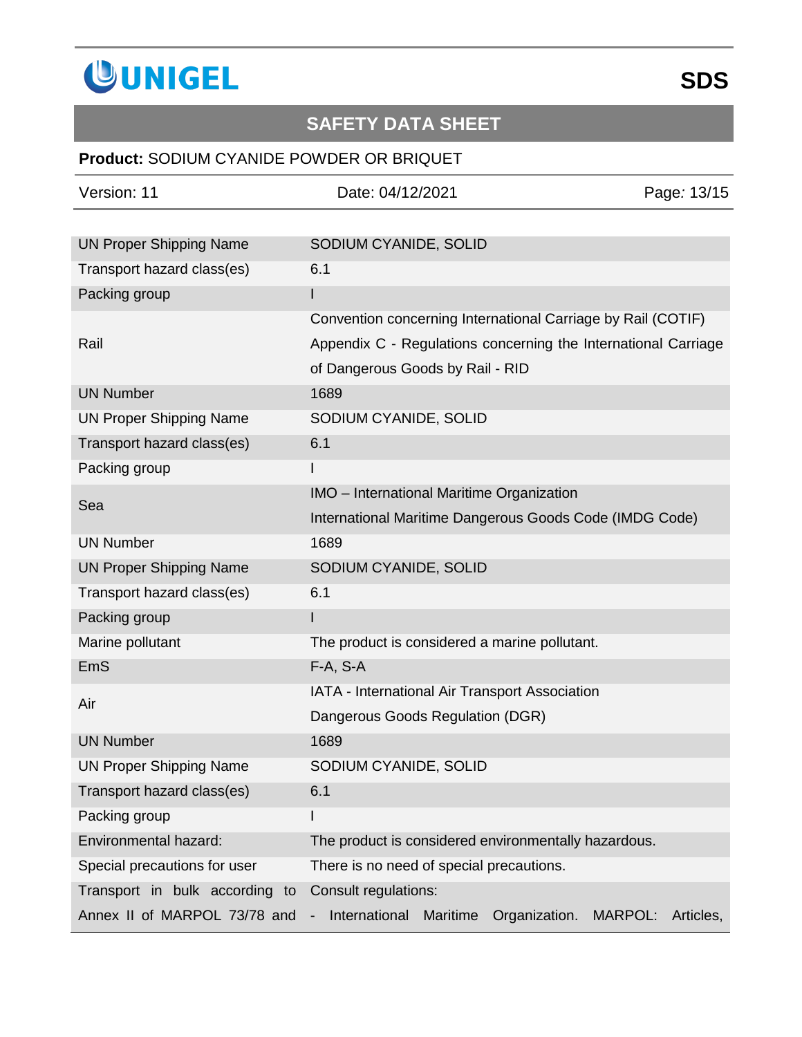| | |
|---|---|
| UN Proper Shipping Name | SODIUM CYANIDE, SOLID |
| Transport hazard class(es) | 6.1 |
| Packing group | I |
| Rail | Convention concerning International Carriage by Rail (COTIF) Appendix C - Regulations concerning the International Carriage of Dangerous Goods by Rail - RID |
| UN Number | 1689 |
| UN Proper Shipping Name | SODIUM CYANIDE, SOLID |
| Transport hazard class(es) | 6.1 |
| Packing group | I |
| Sea | IMO – International Maritime Organization<br>International Maritime Dangerous Goods Code (IMDG Code) |
| UN Number | 1689 |
| UN Proper Shipping Name | SODIUM CYANIDE, SOLID |
| Transport hazard class(es) | 6.1 |
| Packing group | I |
| Marine pollutant | The product is considered a marine pollutant. |
| EmS | F-A, S-A |
| Air | IATA - International Air Transport Association<br>Dangerous Goods Regulation (DGR) |
| UN Number | 1689 |
| UN Proper Shipping Name | SODIUM CYANIDE, SOLID |
| Transport hazard class(es) | 6.1 |
| Packing group | I |
| Environmental hazard: | The product is considered environmentally hazardous. |
| Special precautions for user | There is no need of special precautions. |
| Transport in bulk according to Annex II of MARPOL 73/78 and | Consult regulations:<br>- International Maritime Organization. MARPOL: Articles, |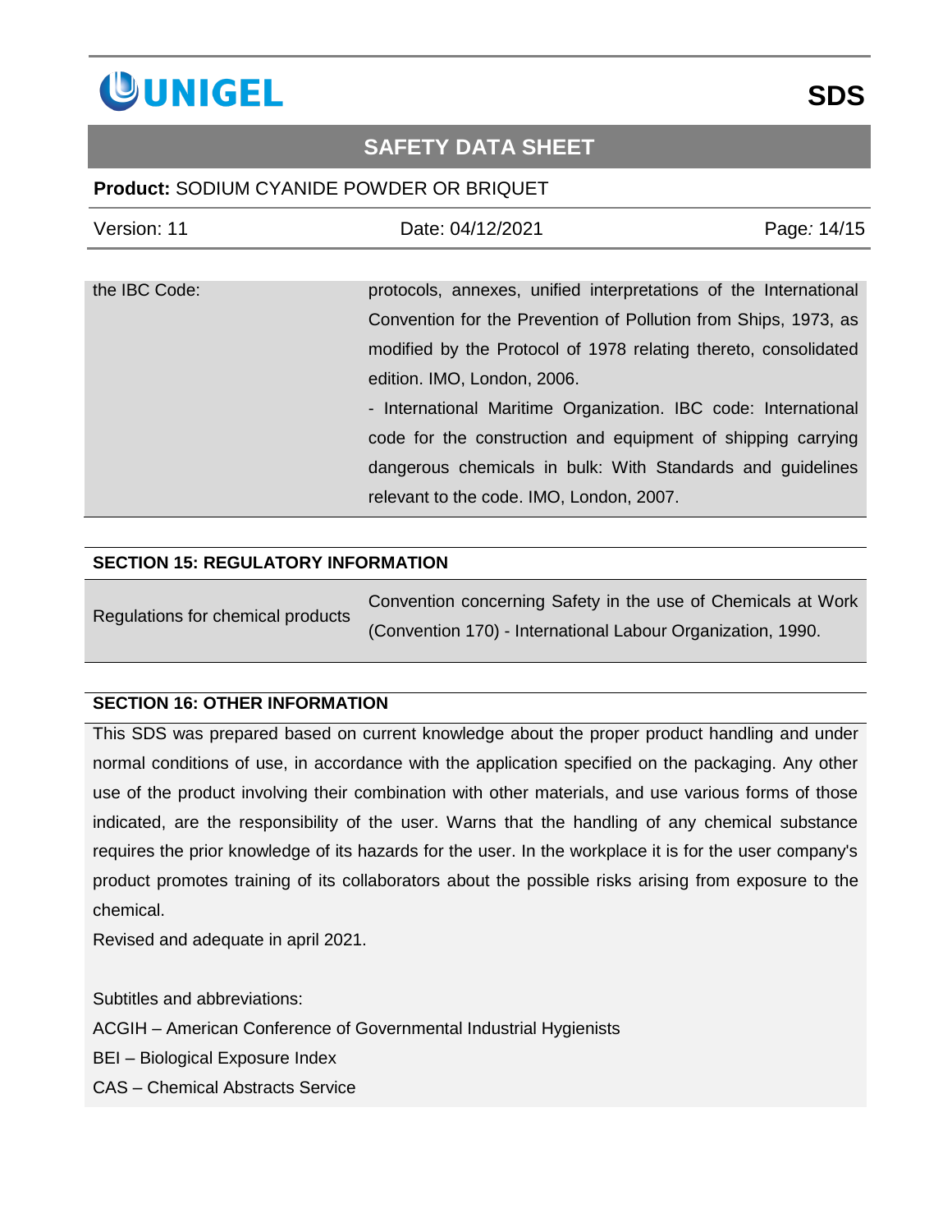| | |
|---|---|
| the IBC Code: | protocols, annexes, unified interpretations of the International Convention for the Prevention of Pollution from Ships, 1973, as modified by the Protocol of 1978 relating thereto, consolidated edition. IMO, London, 2006.<br>- International Maritime Organization. IBC code: International code for the construction and equipment of shipping carrying dangerous chemicals in bulk: With Standards and guidelines relevant to the code. IMO, London, 2007. |

## SECTION 15: REGULATORY INFORMATION

| | |
|---|---|
| Regulations for chemical products | Convention concerning Safety in the use of Chemicals at Work (Convention 170) - International Labour Organization, 1990. |

## SECTION 16: OTHER INFORMATION

This SDS was prepared based on current knowledge about the proper product handling and under normal conditions of use, in accordance with the application specified on the packaging. Any other use of the product involving their combination with other materials, and use various forms of those indicated, are the responsibility of the user. Warns that the handling of any chemical substance requires the prior knowledge of its hazards for the user. In the workplace it is for the user company's product promotes training of its collaborators about the possible risks arising from exposure to the chemical.

Revised and adequate in april 2021.

Subtitles and abbreviations:

ACGIH – American Conference of Governmental Industrial Hygienists

BEI – Biological Exposure Index

CAS – Chemical Abstracts Service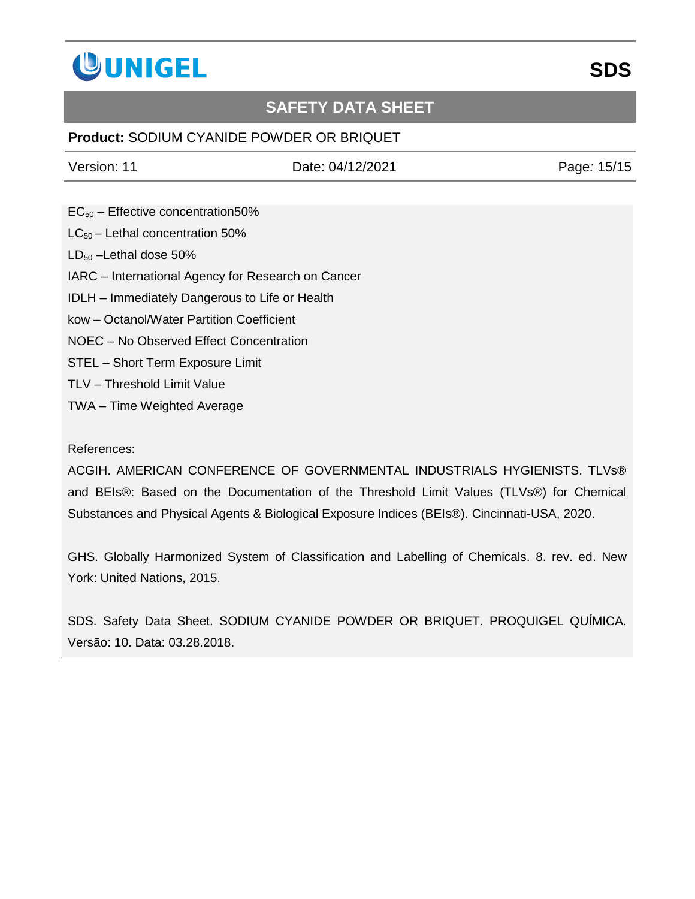$EC_{50}$ – Effective concentration50%

$LC_{50}$ – Lethal concentration 50%

$LD_{50}$ –Lethal dose 50%

IARC – International Agency for Research on Cancer

IDLH – Immediately Dangerous to Life or Health

kow – Octanol/Water Partition Coefficient

NOEC – No Observed Effect Concentration

STEL – Short Term Exposure Limit

TLV – Threshold Limit Value

TWA – Time Weighted Average

References:

ACGIH. AMERICAN CONFERENCE OF GOVERNMENTAL INDUSTRIALS HYGIENISTS. TLVs® and BEIs®: Based on the Documentation of the Threshold Limit Values (TLVs®) for Chemical Substances and Physical Agents & Biological Exposure Indices (BEIs®). Cincinnati-USA, 2020.

GHS. Globally Harmonized System of Classification and Labelling of Chemicals. 8. rev. ed. New York: United Nations, 2015.

SDS. Safety Data Sheet. SODIUM CYANIDE POWDER OR BRIQUET. PROQUIGEL QUÍMICA. Versão: 10. Data: 03.28.2018.